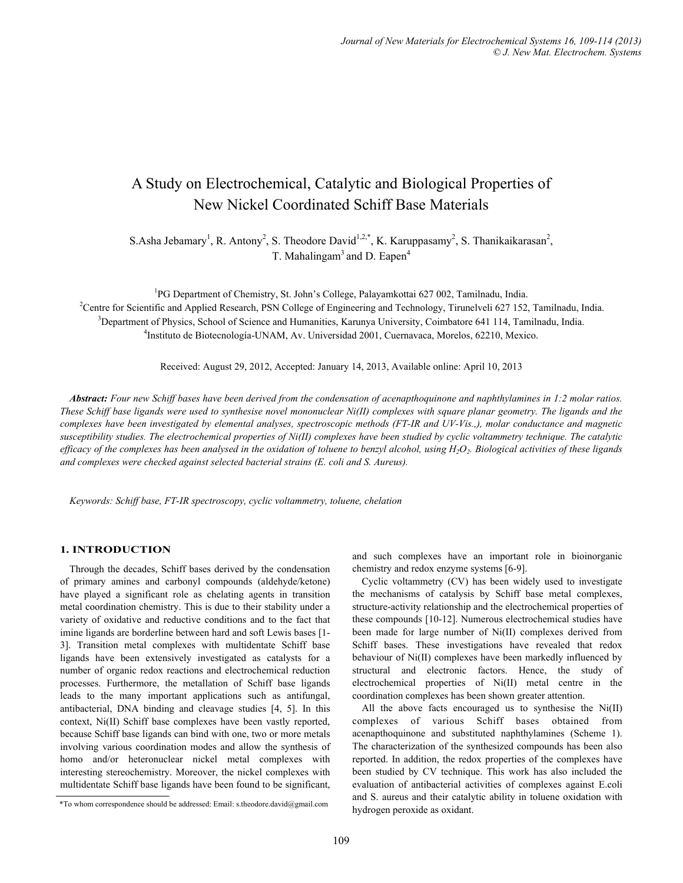# A Study on Electrochemical, Catalytic and Biological Properties of New Nickel Coordinated Schiff Base Materials

S.Asha Jebamary[1], R. Antony[2], S. Theodore David[1,2,*], K. Karuppasamy[2], S. Thanikaikarasan[2], T. Mahalingam[3] and D. Eapen[4]

[1]PG Department of Chemistry, St. John's College, Palayamkottai 627 002, Tamilnadu, India.
[2]Centre for Scientific and Applied Research, PSN College of Engineering and Technology, Tirunelveli 627 152, Tamilnadu, India.
[3]Department of Physics, School of Science and Humanities, Karunya University, Coimbatore 641 114, Tamilnadu, India.
[4]Instituto de Biotecnología-UNAM, Av. Universidad 2001, Cuernavaca, Morelos, 62210, Mexico.

Received: August 29, 2012, Accepted: January 14, 2013, Available online: April 10, 2013

***Abstract:*** *Four new Schiff bases have been derived from the condensation of acenapthoquinone and naphthylamines in 1:2 molar ratios. These Schiff base ligands were used to synthesise novel mononuclear Ni(II) complexes with square planar geometry. The ligands and the complexes have been investigated by elemental analyses, spectroscopic methods (FT-IR and UV-Vis.,), molar conductance and magnetic susceptibility studies. The electrochemical properties of Ni(II) complexes have been studied by cyclic voltammetry technique. The catalytic efficacy of the complexes has been analysed in the oxidation of toluene to benzyl alcohol, using $H_2O_2$. Biological activities of these ligands and complexes were checked against selected bacterial strains (E. coli and S. Aureus).*

*Keywords: Schiff base, FT-IR spectroscopy, cyclic voltammetry, toluene, chelation*

## 1. INTRODUCTION

Through the decades, Schiff bases derived by the condensation of primary amines and carbonyl compounds (aldehyde/ketone) have played a significant role as chelating agents in transition metal coordination chemistry. This is due to their stability under a variety of oxidative and reductive conditions and to the fact that imine ligands are borderline between hard and soft Lewis bases [1-3]. Transition metal complexes with multidentate Schiff base ligands have been extensively investigated as catalysts for a number of organic redox reactions and electrochemical reduction processes. Furthermore, the metallation of Schiff base ligands leads to the many important applications such as antifungal, antibacterial, DNA binding and cleavage studies [4, 5]. In this context, Ni(II) Schiff base complexes have been vastly reported, because Schiff base ligands can bind with one, two or more metals involving various coordination modes and allow the synthesis of homo and/or heteronuclear nickel metal complexes with interesting stereochemistry. Moreover, the nickel complexes with multidentate Schiff base ligands have been found to be significant, and such complexes have an important role in bioinorganic chemistry and redox enzyme systems [6-9].

Cyclic voltammetry (CV) has been widely used to investigate the mechanisms of catalysis by Schiff base metal complexes, structure-activity relationship and the electrochemical properties of these compounds [10-12]. Numerous electrochemical studies have been made for large number of Ni(II) complexes derived from Schiff bases. These investigations have revealed that redox behaviour of Ni(II) complexes have been markedly influenced by structural and electronic factors. Hence, the study of electrochemical properties of Ni(II) metal centre in the coordination complexes has been shown greater attention.

All the above facts encouraged us to synthesise the Ni(II) complexes of various Schiff bases obtained from acenapthoquinone and substituted naphthylamines (Scheme 1). The characterization of the synthesized compounds has been also reported. In addition, the redox properties of the complexes have been studied by CV technique. This work has also included the evaluation of antibacterial activities of complexes against E.coli and S. aureus and their catalytic ability in toluene oxidation with hydrogen peroxide as oxidant.

*To whom correspondence should be addressed: Email: s.theodore.david@gmail.com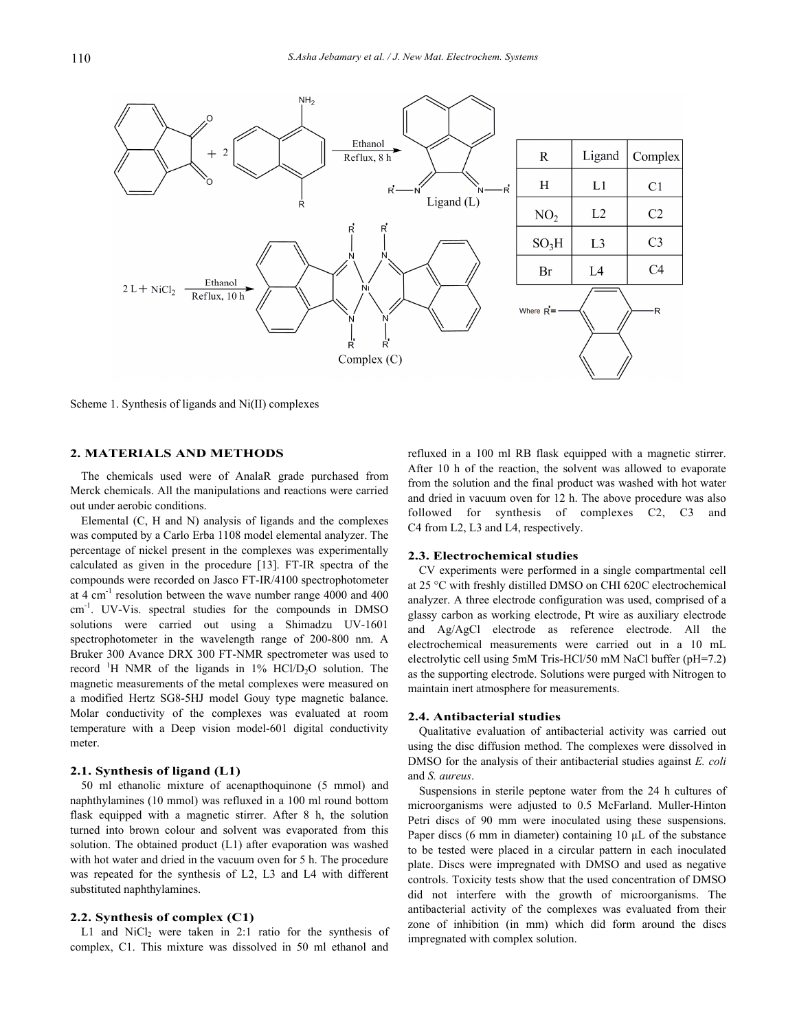| R | Ligand | Complex |
|---|---|---|
| H | L1 | C1 |
| $NO_2$ | L2 | C2 |
| $SO_3H$ | L3 | C3 |
| Br | L4 | C4 |

Scheme 1. Synthesis of ligands and Ni(II) complexes

## 2. MATERIALS AND METHODS

The chemicals used were of AnalaR grade purchased from Merck chemicals. All the manipulations and reactions were carried out under aerobic conditions.

Elemental (C, H and N) analysis of ligands and the complexes was computed by a Carlo Erba 1108 model elemental analyzer. The percentage of nickel present in the complexes was experimentally calculated as given in the procedure [13]. FT-IR spectra of the compounds were recorded on Jasco FT-IR/4100 spectrophotometer at 4 $cm^{-1}$ resolution between the wave number range 4000 and 400 $cm^{-1}$. UV-Vis. spectral studies for the compounds in DMSO solutions were carried out using a Shimadzu UV-1601 spectrophotometer in the wavelength range of 200-800 nm. A Bruker 300 Avance DRX 300 FT-NMR spectrometer was used to record $^1$H NMR of the ligands in 1% $HCl/D_2O$ solution. The magnetic measurements of the metal complexes were measured on a modified Hertz SG8-5HJ model Gouy type magnetic balance. Molar conductivity of the complexes was evaluated at room temperature with a Deep vision model-601 digital conductivity meter.

### 2.1. Synthesis of ligand (L1)

50 ml ethanolic mixture of acenapthoquinone (5 mmol) and naphthylamines (10 mmol) was refluxed in a 100 ml round bottom flask equipped with a magnetic stirrer. After 8 h, the solution turned into brown colour and solvent was evaporated from this solution. The obtained product (L1) after evaporation was washed with hot water and dried in the vacuum oven for 5 h. The procedure was repeated for the synthesis of L2, L3 and L4 with different substituted naphthylamines.

### 2.2. Synthesis of complex (C1)

L1 and $NiCl_2$ were taken in 2:1 ratio for the synthesis of complex, C1. This mixture was dissolved in 50 ml ethanol and refluxed in a 100 ml RB flask equipped with a magnetic stirrer. After 10 h of the reaction, the solvent was allowed to evaporate from the solution and the final product was washed with hot water and dried in vacuum oven for 12 h. The above procedure was also followed for synthesis of complexes C2, C3 and C4 from L2, L3 and L4, respectively.

### 2.3. Electrochemical studies

CV experiments were performed in a single compartmental cell at 25 °C with freshly distilled DMSO on CHI 620C electrochemical analyzer. A three electrode configuration was used, comprised of a glassy carbon as working electrode, Pt wire as auxiliary electrode and Ag/AgCl electrode as reference electrode. All the electrochemical measurements were carried out in a 10 mL electrolytic cell using 5mM Tris-HCl/50 mM NaCl buffer (pH=7.2) as the supporting electrode. Solutions were purged with Nitrogen to maintain inert atmosphere for measurements.

### 2.4. Antibacterial studies

Qualitative evaluation of antibacterial activity was carried out using the disc diffusion method. The complexes were dissolved in DMSO for the analysis of their antibacterial studies against *E. coli* and *S. aureus*.

Suspensions in sterile peptone water from the 24 h cultures of microorganisms were adjusted to 0.5 McFarland. Muller-Hinton Petri discs of 90 mm were inoculated using these suspensions. Paper discs (6 mm in diameter) containing 10 μL of the substance to be tested were placed in a circular pattern in each inoculated plate. Discs were impregnated with DMSO and used as negative controls. Toxicity tests show that the used concentration of DMSO did not interfere with the growth of microorganisms. The antibacterial activity of the complexes was evaluated from their zone of inhibition (in mm) which did form around the discs impregnated with complex solution.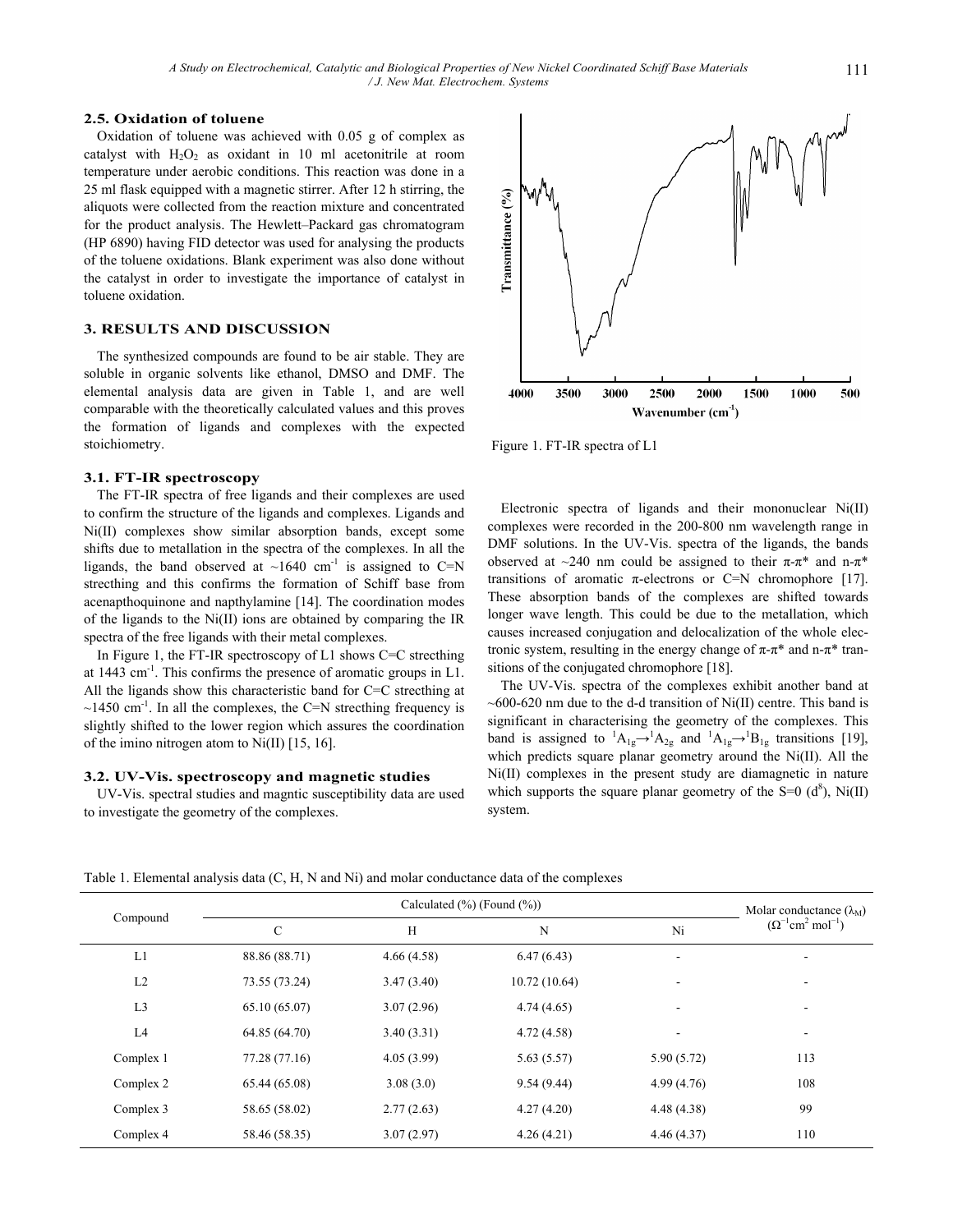### 2.5. Oxidation of toluene

Oxidation of toluene was achieved with 0.05 g of complex as catalyst with $H_2O_2$ as oxidant in 10 ml acetonitrile at room temperature under aerobic conditions. This reaction was done in a 25 ml flask equipped with a magnetic stirrer. After 12 h stirring, the aliquots were collected from the reaction mixture and concentrated for the product analysis. The Hewlett–Packard gas chromatogram (HP 6890) having FID detector was used for analysing the products of the toluene oxidations. Blank experiment was also done without the catalyst in order to investigate the importance of catalyst in toluene oxidation.

## 3. RESULTS AND DISCUSSION

The synthesized compounds are found to be air stable. They are soluble in organic solvents like ethanol, DMSO and DMF. The elemental analysis data are given in Table 1, and are well comparable with the theoretically calculated values and this proves the formation of ligands and complexes with the expected stoichiometry.

### 3.1. FT-IR spectroscopy

The FT-IR spectra of free ligands and their complexes are used to confirm the structure of the ligands and complexes. Ligands and Ni(II) complexes show similar absorption bands, except some shifts due to metallation in the spectra of the complexes. In all the ligands, the band observed at ~1640 $cm^{-1}$ is assigned to C=N streching and this confirms the formation of Schiff base from acenapthoquinone and napthylamine [14]. The coordination modes of the ligands to the Ni(II) ions are obtained by comparing the IR spectra of the free ligands with their metal complexes.

In Figure 1, the FT-IR spectroscopy of L1 shows C=C streching at 1443 $cm^{-1}$. This confirms the presence of aromatic groups in L1. All the ligands show this characteristic band for C=C streching at ~1450 $cm^{-1}$. In all the complexes, the C=N streching frequency is slightly shifted to the lower region which assures the coordination of the imino nitrogen atom to Ni(II) [15, 16].

### 3.2. UV-Vis. spectroscopy and magnetic studies

UV-Vis. spectral studies and magntic susceptibility data are used to investigate the geometry of the complexes.

Figure 1. FT-IR spectra of L1

Electronic spectra of ligands and their mononuclear Ni(II) complexes were recorded in the 200-800 nm wavelength range in DMF solutions. In the UV-Vis. spectra of the ligands, the bands observed at ~240 nm could be assigned to their $\pi$-$\pi^*$ and n-$\pi^*$ transitions of aromatic $\pi$-electrons or C=N chromophore [17]. These absorption bands of the complexes are shifted towards longer wave length. This could be due to the metallation, which causes increased conjugation and delocalization of the whole electronic system, resulting in the energy change of $\pi$-$\pi^*$ and n-$\pi^*$ transitions of the conjugated chromophore [18].

The UV-Vis. spectra of the complexes exhibit another band at ~600-620 nm due to the d-d transition of Ni(II) centre. This band is significant in characterising the geometry of the complexes. This band is assigned to $^1A_{1g}\rightarrow{}^1A_{2g}$ and $^1A_{1g}\rightarrow{}^1B_{1g}$ transitions [19], which predicts square planar geometry around the Ni(II). All the Ni(II) complexes in the present study are diamagnetic in nature which supports the square planar geometry of the S=0 ($d^8$), Ni(II) system.

Table 1. Elemental analysis data (C, H, N and Ni) and molar conductance data of the complexes

| Compound | Calculated (%) (Found (%)) | | | | Molar conductance ($\lambda_M$) ($\Omega^{-1}cm^2\ mol^{-1}$) |
|---|---|---|---|---|---|
| | C | H | N | Ni | |
| L1 | 88.86 (88.71) | 4.66 (4.58) | 6.47 (6.43) | - | - |
| L2 | 73.55 (73.24) | 3.47 (3.40) | 10.72 (10.64) | - | - |
| L3 | 65.10 (65.07) | 3.07 (2.96) | 4.74 (4.65) | - | - |
| L4 | 64.85 (64.70) | 3.40 (3.31) | 4.72 (4.58) | - | - |
| Complex 1 | 77.28 (77.16) | 4.05 (3.99) | 5.63 (5.57) | 5.90 (5.72) | 113 |
| Complex 2 | 65.44 (65.08) | 3.08 (3.0) | 9.54 (9.44) | 4.99 (4.76) | 108 |
| Complex 3 | 58.65 (58.02) | 2.77 (2.63) | 4.27 (4.20) | 4.48 (4.38) | 99 |
| Complex 4 | 58.46 (58.35) | 3.07 (2.97) | 4.26 (4.21) | 4.46 (4.37) | 110 |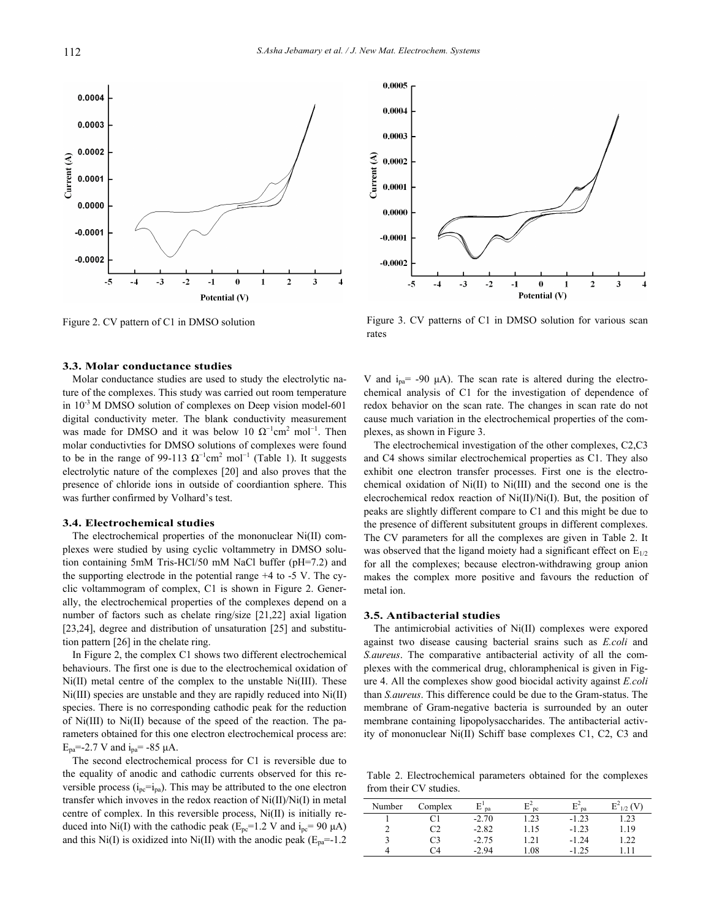Figure 2. CV pattern of C1 in DMSO solution

Figure 3. CV patterns of C1 in DMSO solution for various scan rates

### 3.3. Molar conductance studies

Molar conductance studies are used to study the electrolytic nature of the complexes. This study was carried out room temperature in $10^{-3}$ M DMSO solution of complexes on Deep vision model-601 digital conductivity meter. The blank conductivity measurement was made for DMSO and it was below 10 $\Omega^{-1}cm^2 mol^{-1}$. Then molar conductivties for DMSO solutions of complexes were found to be in the range of 99-113 $\Omega^{-1}cm^2 mol^{-1}$ (Table 1). It suggests electrolytic nature of the complexes [20] and also proves that the presence of chloride ions in outside of coordiantion sphere. This was further confirmed by Volhard's test.

### 3.4. Electrochemical studies

The electrochemical properties of the mononuclear Ni(II) complexes were studied by using cyclic voltammetry in DMSO solution containing 5mM Tris-HCl/50 mM NaCl buffer (pH=7.2) and the supporting electrode in the potential range +4 to -5 V. The cyclic voltammogram of complex, C1 is shown in Figure 2. Generally, the electrochemical properties of the complexes depend on a number of factors such as chelate ring/size [21,22] axial ligation [23,24], degree and distribution of unsaturation [25] and substitution pattern [26] in the chelate ring.

In Figure 2, the complex C1 shows two different electrochemical behaviours. The first one is due to the electrochemical oxidation of Ni(II) metal centre of the complex to the unstable Ni(III). These Ni(III) species are unstable and they are rapidly reduced into Ni(II) species. There is no corresponding cathodic peak for the reduction of Ni(III) to Ni(II) because of the speed of the reaction. The parameters obtained for this one electron electrochemical process are: $E_{pa}$=-2.7 V and $i_{pa}$= -85 μA.

The second electrochemical process for C1 is reversible due to the equality of anodic and cathodic currents observed for this reversible process ($i_{pc}$=$i_{pa}$). This may be attributed to the one electron transfer which invoves in the redox reaction of Ni(II)/Ni(I) in metal centre of complex. In this reversible process, Ni(II) is initially reduced into Ni(I) with the cathodic peak ($E_{pc}$=1.2 V and $i_{pc}$= 90 μA) and this Ni(I) is oxidized into Ni(II) with the anodic peak ($E_{pa}$=-1.2 V and $i_{pa}$= -90 μA). The scan rate is altered during the electrochemical analysis of C1 for the investigation of dependence of redox behavior on the scan rate. The changes in scan rate do not cause much variation in the electrochemical properties of the complexes, as shown in Figure 3.

The electrochemical investigation of the other complexes, C2,C3 and C4 shows similar electrochemical properties as C1. They also exhibit one electron transfer processes. First one is the electrochemical oxidation of Ni(II) to Ni(III) and the second one is the elecrochemical redox reaction of Ni(II)/Ni(I). But, the position of peaks are slightly different compare to C1 and this might be due to the presence of different subsitutent groups in different complexes. The CV parameters for all the complexes are given in Table 2. It was observed that the ligand moiety had a significant effect on $E_{1/2}$ for all the complexes; because electron-withdrawing group anion makes the complex more positive and favours the reduction of metal ion.

### 3.5. Antibacterial studies

The antimicrobial activities of Ni(II) complexes were expored against two disease causing bacterial srains such as *E.coli* and *S.aureus*. The comparative antibacterial activity of all the complexes with the commerical drug, chloramphenical is given in Figure 4. All the complexes show good biocidal activity against *E.coli* than *S.aureus*. This difference could be due to the Gram-status. The membrane of Gram-negative bacteria is surrounded by an outer membrane containing lipopolysaccharides. The antibacterial activity of mononuclear Ni(II) Schiff base complexes C1, C2, C3 and

Table 2. Electrochemical parameters obtained for the complexes from their CV studies.

| Number | Complex | $E^1_{pa}$ | $E^2_{pc}$ | $E^2_{pa}$ | $E^2_{1/2}$ (V) |
|---|---|---|---|---|---|
| 1 | C1 | -2.70 | 1.23 | -1.23 | 1.23 |
| 2 | C2 | -2.82 | 1.15 | -1.23 | 1.19 |
| 3 | C3 | -2.75 | 1.21 | -1.24 | 1.22 |
| 4 | C4 | -2.94 | 1.08 | -1.25 | 1.11 |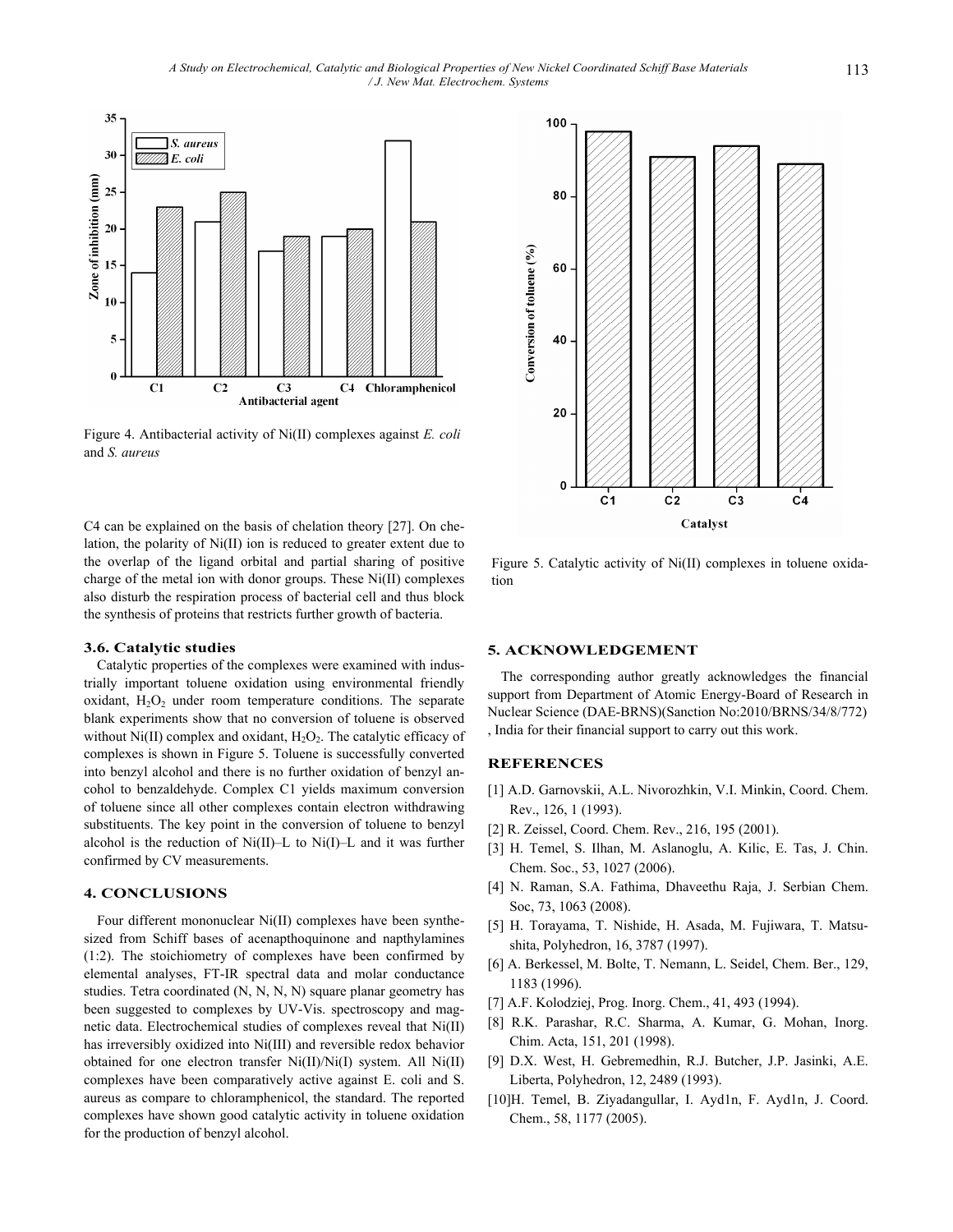Figure 4. Antibacterial activity of Ni(II) complexes against *E. coli* and *S. aureus*

C4 can be explained on the basis of chelation theory [27]. On chelation, the polarity of Ni(II) ion is reduced to greater extent due to the overlap of the ligand orbital and partial sharing of positive charge of the metal ion with donor groups. These Ni(II) complexes also disturb the respiration process of bacterial cell and thus block the synthesis of proteins that restricts further growth of bacteria.

### 3.6. Catalytic studies

Catalytic properties of the complexes were examined with industrially important toluene oxidation using environmental friendly oxidant, $H_2O_2$ under room temperature conditions. The separate blank experiments show that no conversion of toluene is observed without Ni(II) complex and oxidant, $H_2O_2$. The catalytic efficacy of complexes is shown in Figure 5. Toluene is successfully converted into benzyl alcohol and there is no further oxidation of benzyl ancohol to benzaldehyde. Complex C1 yields maximum conversion of toluene since all other complexes contain electron withdrawing substituents. The key point in the conversion of toluene to benzyl alcohol is the reduction of Ni(II)–L to Ni(I)–L and it was further confirmed by CV measurements.

Figure 5. Catalytic activity of Ni(II) complexes in toluene oxidation

## 4. CONCLUSIONS

Four different mononuclear Ni(II) complexes have been synthesized from Schiff bases of acenapthoquinone and napthylamines (1:2). The stoichiometry of complexes have been confirmed by elemental analyses, FT-IR spectral data and molar conductance studies. Tetra coordinated (N, N, N, N) square planar geometry has been suggested to complexes by UV-Vis. spectroscopy and magnetic data. Electrochemical studies of complexes reveal that Ni(II) has irreversibly oxidized into Ni(III) and reversible redox behavior obtained for one electron transfer Ni(II)/Ni(I) system. All Ni(II) complexes have been comparatively active against E. coli and S. aureus as compare to chloramphenicol, the standard. The reported complexes have shown good catalytic activity in toluene oxidation for the production of benzyl alcohol.

## 5. ACKNOWLEDGEMENT

The corresponding author greatly acknowledges the financial support from Department of Atomic Energy-Board of Research in Nuclear Science (DAE-BRNS)(Sanction No:2010/BRNS/34/8/772) , India for their financial support to carry out this work.

## REFERENCES

[1] A.D. Garnovskii, A.L. Nivorozhkin, V.I. Minkin, Coord. Chem. Rev., 126, 1 (1993).

[2] R. Zeissel, Coord. Chem. Rev., 216, 195 (2001).

[3] H. Temel, S. Ilhan, M. Aslanoglu, A. Kilic, E. Tas, J. Chin. Chem. Soc., 53, 1027 (2006).

[4] N. Raman, S.A. Fathima, Dhaveethu Raja, J. Serbian Chem. Soc, 73, 1063 (2008).

[5] H. Torayama, T. Nishide, H. Asada, M. Fujiwara, T. Matsushita, Polyhedron, 16, 3787 (1997).

[6] A. Berkessel, M. Bolte, T. Nemann, L. Seidel, Chem. Ber., 129, 1183 (1996).

[7] A.F. Kolodziej, Prog. Inorg. Chem., 41, 493 (1994).

[8] R.K. Parashar, R.C. Sharma, A. Kumar, G. Mohan, Inorg. Chim. Acta, 151, 201 (1998).

[9] D.X. West, H. Gebremedhin, R.J. Butcher, J.P. Jasinki, A.E. Liberta, Polyhedron, 12, 2489 (1993).

[10] H. Temel, B. Ziyadangullar, I. Ayd1n, F. Ayd1n, J. Coord. Chem., 58, 1177 (2005).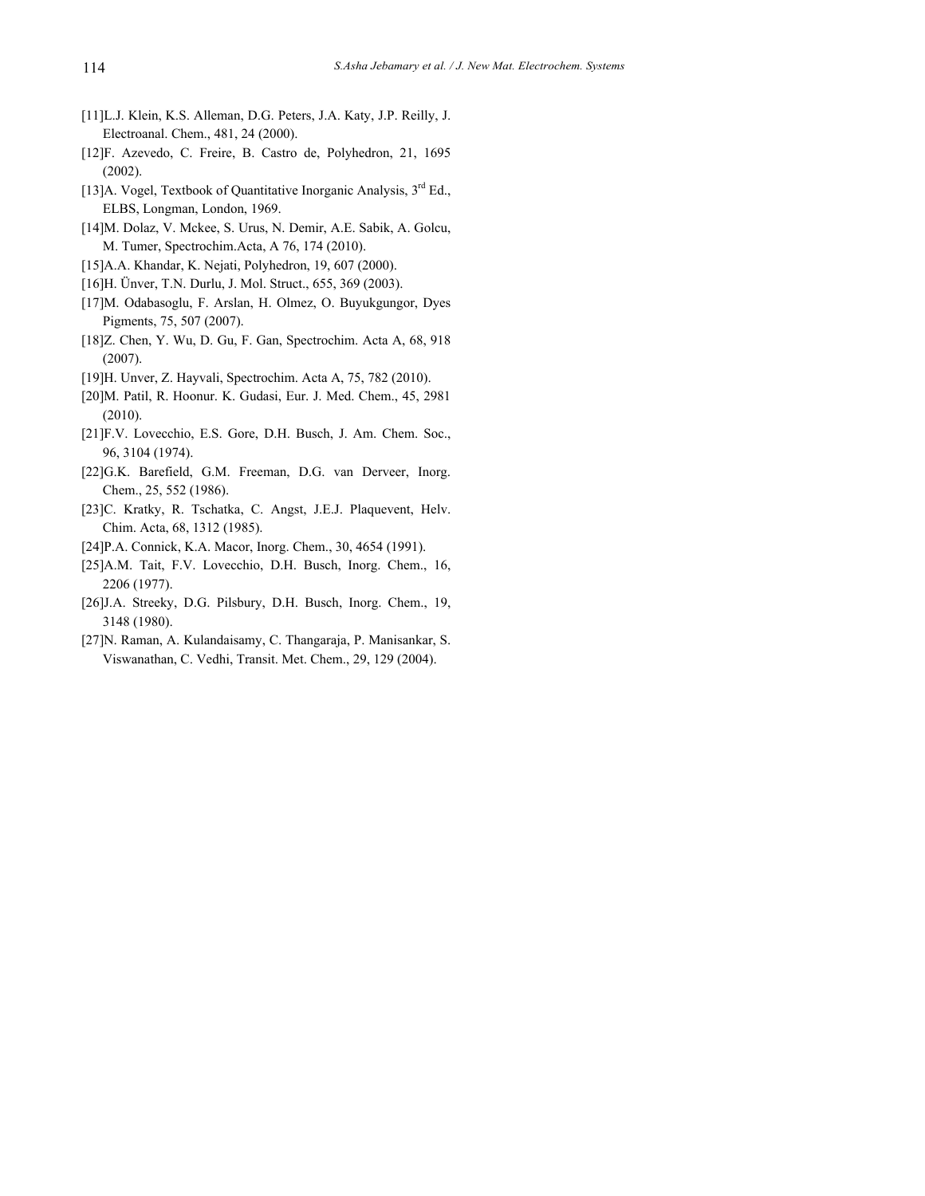[11]L.J. Klein, K.S. Alleman, D.G. Peters, J.A. Katy, J.P. Reilly, J. Electroanal. Chem., 481, 24 (2000).

[12]F. Azevedo, C. Freire, B. Castro de, Polyhedron, 21, 1695 (2002).

[13]A. Vogel, Textbook of Quantitative Inorganic Analysis, 3rd Ed., ELBS, Longman, London, 1969.

[14]M. Dolaz, V. Mckee, S. Urus, N. Demir, A.E. Sabik, A. Golcu, M. Tumer, Spectrochim.Acta, A 76, 174 (2010).

[15]A.A. Khandar, K. Nejati, Polyhedron, 19, 607 (2000).

[16]H. Ünver, T.N. Durlu, J. Mol. Struct., 655, 369 (2003).

[17]M. Odabasoglu, F. Arslan, H. Olmez, O. Buyukgungor, Dyes Pigments, 75, 507 (2007).

[18]Z. Chen, Y. Wu, D. Gu, F. Gan, Spectrochim. Acta A, 68, 918 (2007).

[19]H. Unver, Z. Hayvali, Spectrochim. Acta A, 75, 782 (2010).

[20]M. Patil, R. Hoonur. K. Gudasi, Eur. J. Med. Chem., 45, 2981 (2010).

[21]F.V. Lovecchio, E.S. Gore, D.H. Busch, J. Am. Chem. Soc., 96, 3104 (1974).

[22]G.K. Barefield, G.M. Freeman, D.G. van Derveer, Inorg. Chem., 25, 552 (1986).

[23]C. Kratky, R. Tschatka, C. Angst, J.E.J. Plaquevent, Helv. Chim. Acta, 68, 1312 (1985).

[24]P.A. Connick, K.A. Macor, Inorg. Chem., 30, 4654 (1991).

[25]A.M. Tait, F.V. Lovecchio, D.H. Busch, Inorg. Chem., 16, 2206 (1977).

[26]J.A. Streeky, D.G. Pilsbury, D.H. Busch, Inorg. Chem., 19, 3148 (1980).

[27]N. Raman, A. Kulandaisamy, C. Thangaraja, P. Manisankar, S. Viswanathan, C. Vedhi, Transit. Met. Chem., 29, 129 (2004).